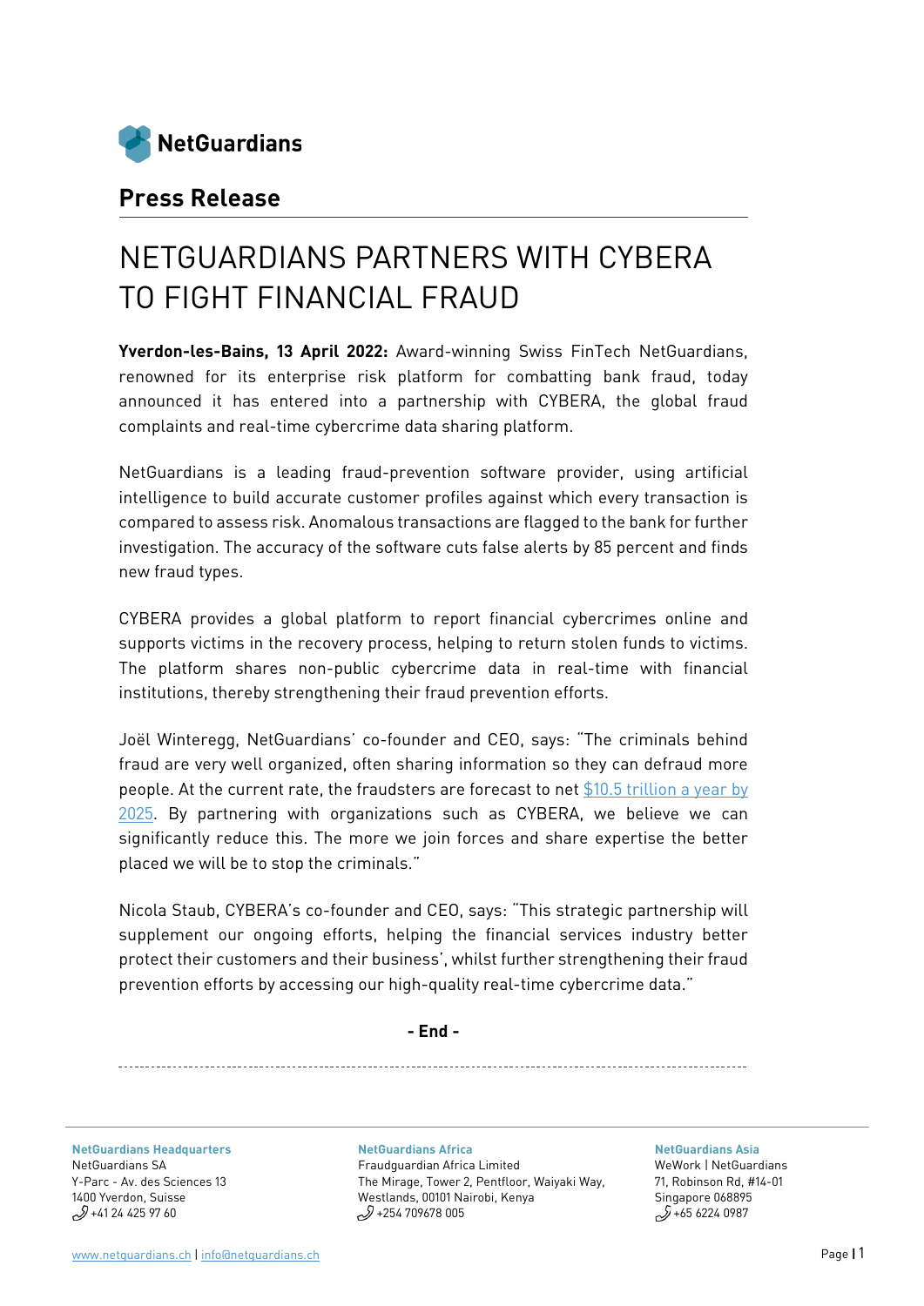NetGuardians

## Press Release

# NETGUARDIANS PARTNERS WITH CYBERA TO FIGHT FINANCIAL FRAUD

**Yverdon-les-Bains, 13 April 2022:** Award-winning Swiss FinTech NetGuardians, renowned for its enterprise risk platform for combatting bank fraud, today announced it has entered into a partnership with CYBERA, the global fraud complaints and real-time cybercrime data sharing platform.

NetGuardians is a leading fraud-prevention software provider, using artificial intelligence to build accurate customer profiles against which every transaction is compared to assess risk. Anomalous transactions are flagged to the bank for further investigation. The accuracy of the software cuts false alerts by 85 percent and finds new fraud types.

CYBERA provides a global platform to report financial cybercrimes online and supports victims in the recovery process, helping to return stolen funds to victims. The platform shares non-public cybercrime data in real-time with financial institutions, thereby strengthening their fraud prevention efforts.

Joël Winteregg, NetGuardians' co-founder and CEO, says: "The criminals behind fraud are very well organized, often sharing information so they can defraud more people. At the current rate, the fraudsters are forecast to net $10.5 trillion a year by 2025. By partnering with organizations such as CYBERA, we believe we can significantly reduce this. The more we join forces and share expertise the better placed we will be to stop the criminals."

Nicola Staub, CYBERA's co-founder and CEO, says: "This strategic partnership will supplement our ongoing efforts, helping the financial services industry better protect their customers and their business', whilst further strengthening their fraud prevention efforts by accessing our high-quality real-time cybercrime data."

**- End -**

---

**NetGuardians Headquarters**
NetGuardians SA
Y-Parc - Av. des Sciences 13
1400 Yverdon, Suisse
+41 24 425 97 60

**NetGuardians Africa**
Fraudguardian Africa Limited
The Mirage, Tower 2, Pentfloor, Waiyaki Way,
Westlands, 00101 Nairobi, Kenya
+254 709678 005

**NetGuardians Asia**
WeWork | NetGuardians
71, Robinson Rd, #14-01
Singapore 068895
+65 6224 0987

www.netguardians.ch | info@netguardians.ch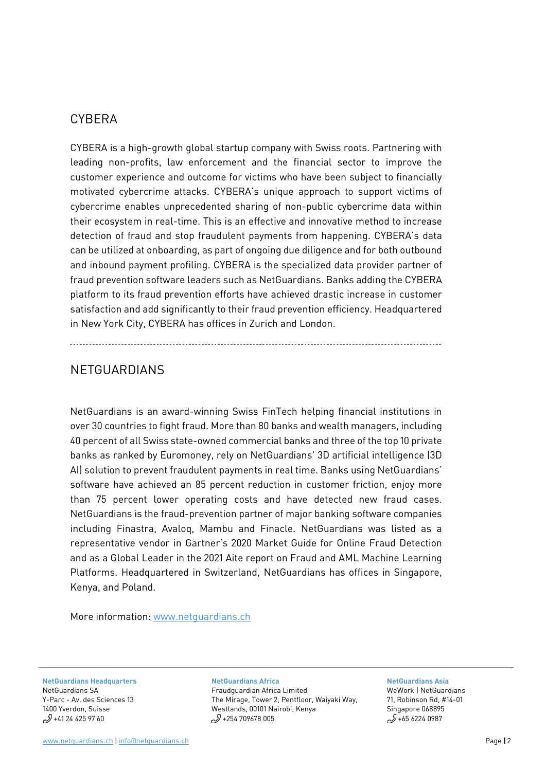## CYBERA

CYBERA is a high-growth global startup company with Swiss roots. Partnering with leading non-profits, law enforcement and the financial sector to improve the customer experience and outcome for victims who have been subject to financially motivated cybercrime attacks. CYBERA's unique approach to support victims of cybercrime enables unprecedented sharing of non-public cybercrime data within their ecosystem in real-time. This is an effective and innovative method to increase detection of fraud and stop fraudulent payments from happening. CYBERA's data can be utilized at onboarding, as part of ongoing due diligence and for both outbound and inbound payment profiling. CYBERA is the specialized data provider partner of fraud prevention software leaders such as NetGuardians. Banks adding the CYBERA platform to its fraud prevention efforts have achieved drastic increase in customer satisfaction and add significantly to their fraud prevention efficiency. Headquartered in New York City, CYBERA has offices in Zurich and London.

---

## NETGUARDIANS

NetGuardians is an award-winning Swiss FinTech helping financial institutions in over 30 countries to fight fraud. More than 80 banks and wealth managers, including 40 percent of all Swiss state-owned commercial banks and three of the top 10 private banks as ranked by Euromoney, rely on NetGuardians' 3D artificial intelligence (3D AI) solution to prevent fraudulent payments in real time. Banks using NetGuardians' software have achieved an 85 percent reduction in customer friction, enjoy more than 75 percent lower operating costs and have detected new fraud cases. NetGuardians is the fraud-prevention partner of major banking software companies including Finastra, Avaloq, Mambu and Finacle. NetGuardians was listed as a representative vendor in Gartner's 2020 Market Guide for Online Fraud Detection and as a Global Leader in the 2021 Aite report on Fraud and AML Machine Learning Platforms. Headquartered in Switzerland, NetGuardians has offices in Singapore, Kenya, and Poland.

More information: www.netguardians.ch

**NetGuardians Headquarters**
NetGuardians SA
Y-Parc - Av. des Sciences 13
1400 Yverdon, Suisse
+41 24 425 97 60

**NetGuardians Africa**
Fraudguardian Africa Limited
The Mirage, Tower 2, Pentfloor, Waiyaki Way,
Westlands, 00101 Nairobi, Kenya
+254 709678 005

**NetGuardians Asia**
WeWork | NetGuardians
71, Robinson Rd, #14-01
Singapore 068895
+65 6224 0987

www.netguardians.ch | info@netguardians.ch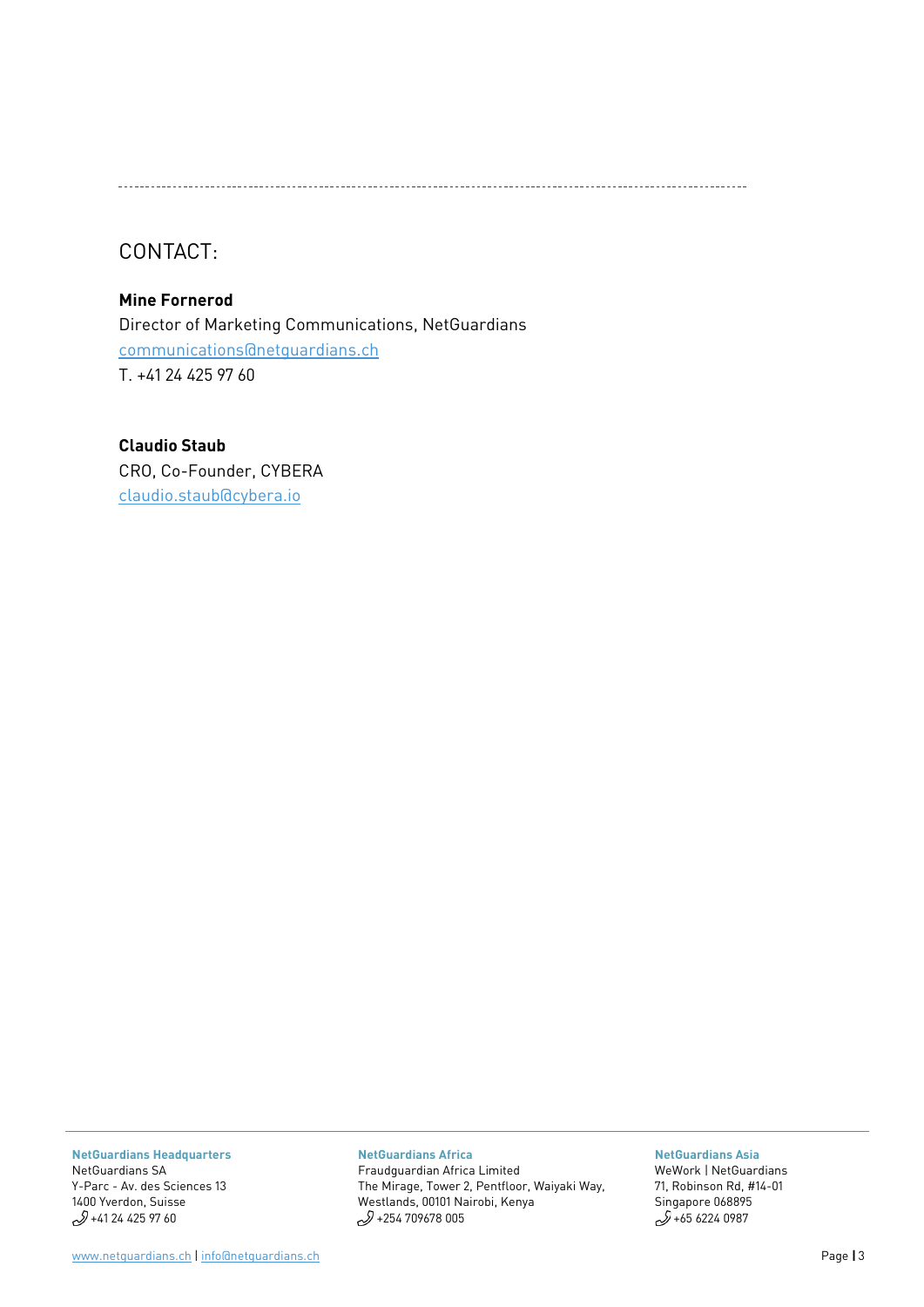## CONTACT:

**Mine Fornerod**
Director of Marketing Communications, NetGuardians
communications@netguardians.ch
T. +41 24 425 97 60

**Claudio Staub**
CRO, Co-Founder, CYBERA
claudio.staub@cybera.io